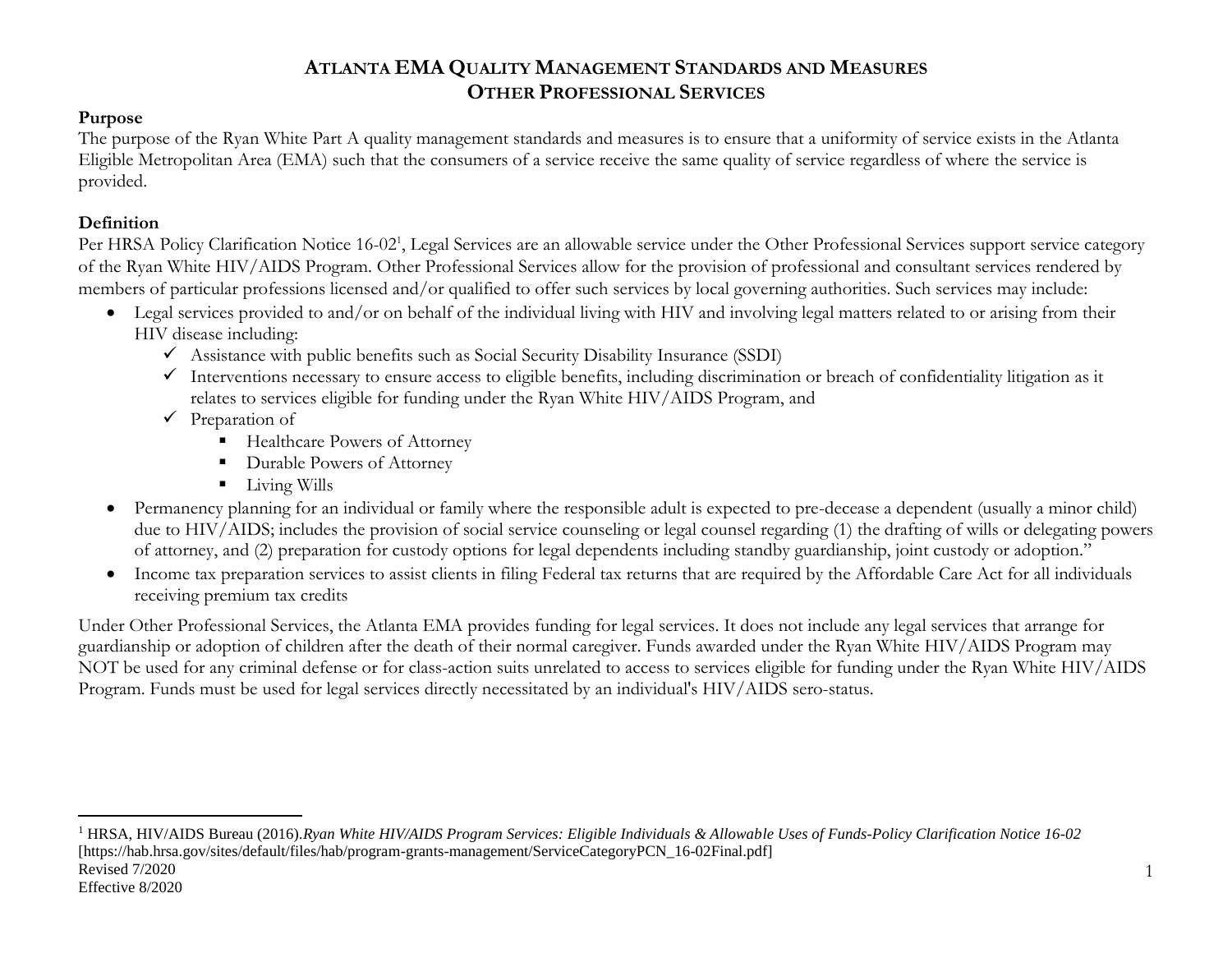# ATLANTA EMA QUALITY MANAGEMENT STANDARDS AND MEASURES
## OTHER PROFESSIONAL SERVICES

**Purpose**

The purpose of the Ryan White Part A quality management standards and measures is to ensure that a uniformity of service exists in the Atlanta Eligible Metropolitan Area (EMA) such that the consumers of a service receive the same quality of service regardless of where the service is provided.

**Definition**

Per HRSA Policy Clarification Notice 16-02[1], Legal Services are an allowable service under the Other Professional Services support service category of the Ryan White HIV/AIDS Program. Other Professional Services allow for the provision of professional and consultant services rendered by members of particular professions licensed and/or qualified to offer such services by local governing authorities. Such services may include:

- Legal services provided to and/or on behalf of the individual living with HIV and involving legal matters related to or arising from their HIV disease including:
  - ✓ Assistance with public benefits such as Social Security Disability Insurance (SSDI)
  - ✓ Interventions necessary to ensure access to eligible benefits, including discrimination or breach of confidentiality litigation as it relates to services eligible for funding under the Ryan White HIV/AIDS Program, and
  - ✓ Preparation of
    - Healthcare Powers of Attorney
    - Durable Powers of Attorney
    - Living Wills
- Permanency planning for an individual or family where the responsible adult is expected to pre-decease a dependent (usually a minor child) due to HIV/AIDS; includes the provision of social service counseling or legal counsel regarding (1) the drafting of wills or delegating powers of attorney, and (2) preparation for custody options for legal dependents including standby guardianship, joint custody or adoption."
- Income tax preparation services to assist clients in filing Federal tax returns that are required by the Affordable Care Act for all individuals receiving premium tax credits

Under Other Professional Services, the Atlanta EMA provides funding for legal services. It does not include any legal services that arrange for guardianship or adoption of children after the death of their normal caregiver. Funds awarded under the Ryan White HIV/AIDS Program may NOT be used for any criminal defense or for class-action suits unrelated to access to services eligible for funding under the Ryan White HIV/AIDS Program. Funds must be used for legal services directly necessitated by an individual's HIV/AIDS sero-status.

---

[1] HRSA, HIV/AIDS Bureau (2016).*Ryan White HIV/AIDS Program Services: Eligible Individuals & Allowable Uses of Funds-Policy Clarification Notice 16-02* [https://hab.hrsa.gov/sites/default/files/hab/program-grants-management/ServiceCategoryPCN_16-02Final.pdf]

Revised 7/2020
Effective 8/2020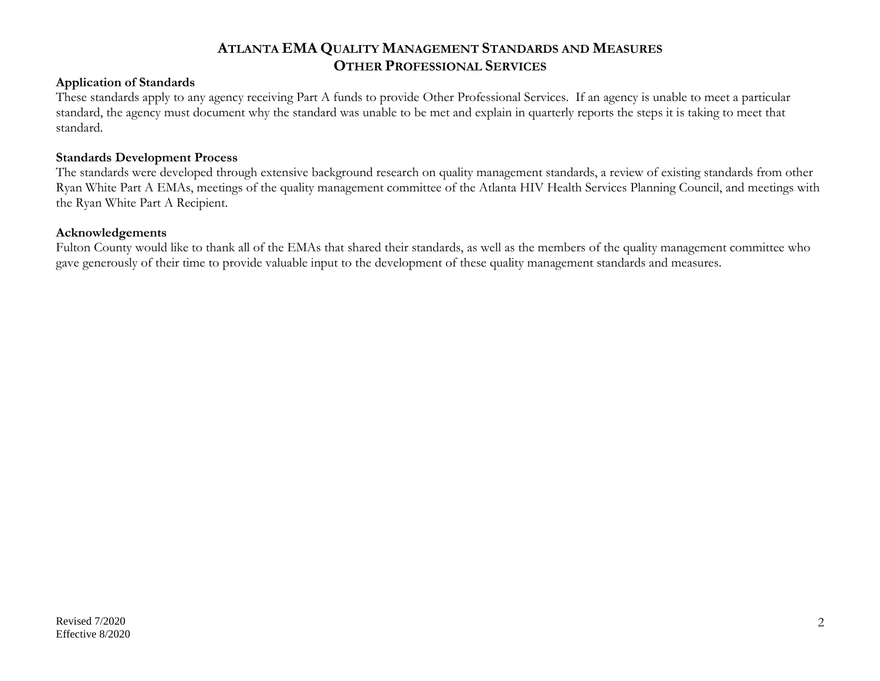# ATLANTA EMA QUALITY MANAGEMENT STANDARDS AND MEASURES
## OTHER PROFESSIONAL SERVICES

**Application of Standards**
These standards apply to any agency receiving Part A funds to provide Other Professional Services. If an agency is unable to meet a particular standard, the agency must document why the standard was unable to be met and explain in quarterly reports the steps it is taking to meet that standard.

**Standards Development Process**
The standards were developed through extensive background research on quality management standards, a review of existing standards from other Ryan White Part A EMAs, meetings of the quality management committee of the Atlanta HIV Health Services Planning Council, and meetings with the Ryan White Part A Recipient.

**Acknowledgements**
Fulton County would like to thank all of the EMAs that shared their standards, as well as the members of the quality management committee who gave generously of their time to provide valuable input to the development of these quality management standards and measures.

Revised 7/2020
Effective 8/2020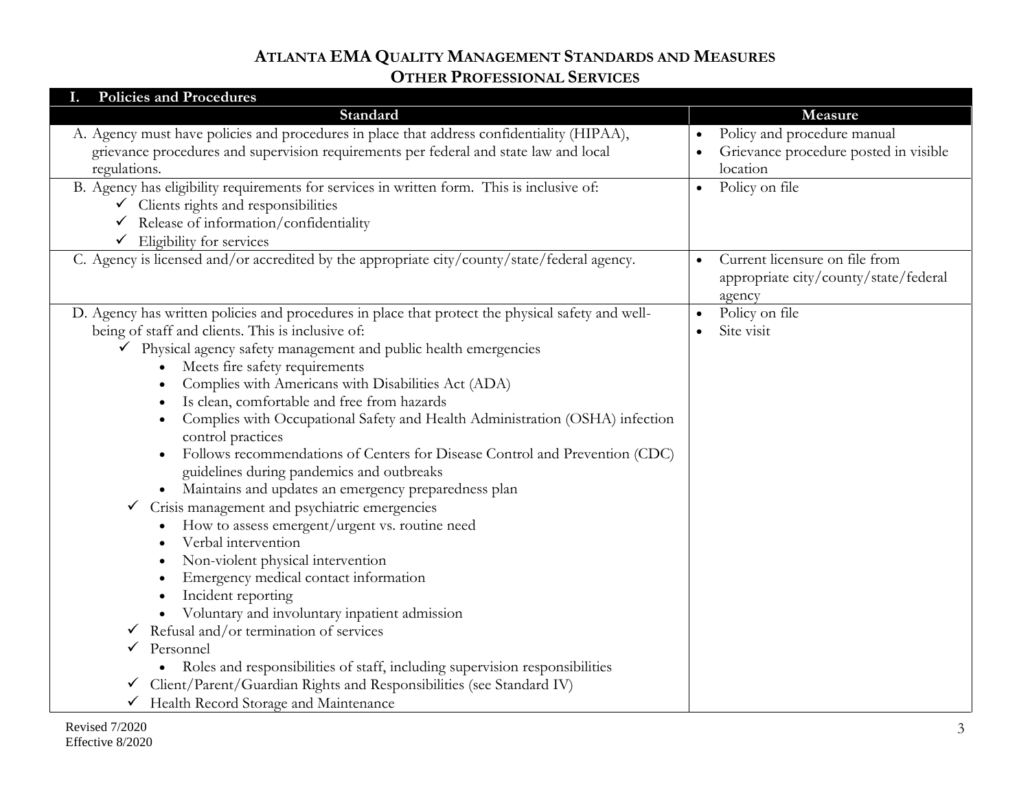# Atlanta EMA Quality Management Standards and Measures
## Other Professional Services

| I. Policies and Procedures | |
|---|---|
| **Standard** | **Measure** |
| A. Agency must have policies and procedures in place that address confidentiality (HIPAA), grievance procedures and supervision requirements per federal and state law and local regulations. | • Policy and procedure manual<br>• Grievance procedure posted in visible location |
| B. Agency has eligibility requirements for services in written form. This is inclusive of:<br>✓ Clients rights and responsibilities<br>✓ Release of information/confidentiality<br>✓ Eligibility for services | • Policy on file |
| C. Agency is licensed and/or accredited by the appropriate city/county/state/federal agency. | • Current licensure on file from appropriate city/county/state/federal agency |
| D. Agency has written policies and procedures in place that protect the physical safety and well-being of staff and clients. This is inclusive of:<br>✓ Physical agency safety management and public health emergencies<br>• Meets fire safety requirements<br>• Complies with Americans with Disabilities Act (ADA)<br>• Is clean, comfortable and free from hazards<br>• Complies with Occupational Safety and Health Administration (OSHA) infection control practices<br>• Follows recommendations of Centers for Disease Control and Prevention (CDC) guidelines during pandemics and outbreaks<br>• Maintains and updates an emergency preparedness plan<br>✓ Crisis management and psychiatric emergencies<br>• How to assess emergent/urgent vs. routine need<br>• Verbal intervention<br>• Non-violent physical intervention<br>• Emergency medical contact information<br>• Incident reporting<br>• Voluntary and involuntary inpatient admission<br>✓ Refusal and/or termination of services<br>✓ Personnel<br>• Roles and responsibilities of staff, including supervision responsibilities<br>✓ Client/Parent/Guardian Rights and Responsibilities (see Standard IV)<br>✓ Health Record Storage and Maintenance | • Policy on file<br>• Site visit |

Revised 7/2020
Effective 8/2020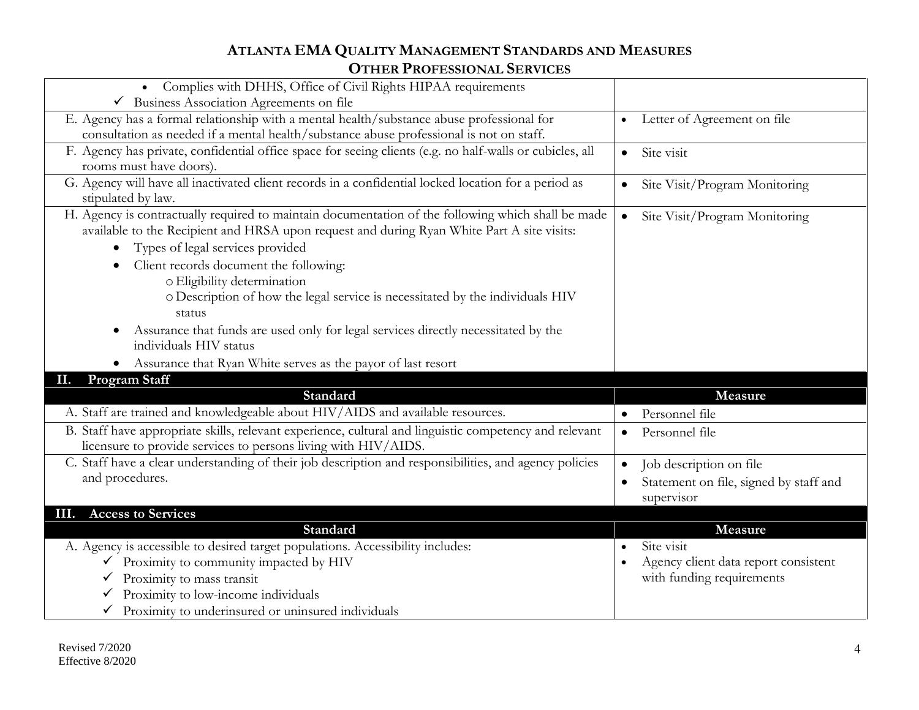# ATLANTA EMA QUALITY MANAGEMENT STANDARDS AND MEASURES
## OTHER PROFESSIONAL SERVICES

| Standard | Measure |
|---|---|
| • Complies with DHHS, Office of Civil Rights HIPAA requirements<br>✓ Business Association Agreements on file | |
| E. Agency has a formal relationship with a mental health/substance abuse professional for consultation as needed if a mental health/substance abuse professional is not on staff. | • Letter of Agreement on file |
| F. Agency has private, confidential office space for seeing clients (e.g. no half-walls or cubicles, all rooms must have doors). | • Site visit |
| G. Agency will have all inactivated client records in a confidential locked location for a period as stipulated by law. | • Site Visit/Program Monitoring |
| H. Agency is contractually required to maintain documentation of the following which shall be made available to the Recipient and HRSA upon request and during Ryan White Part A site visits:<br>• Types of legal services provided<br>• Client records document the following:<br>  o Eligibility determination<br>  o Description of how the legal service is necessitated by the individuals HIV status<br>• Assurance that funds are used only for legal services directly necessitated by the individuals HIV status<br>• Assurance that Ryan White serves as the payor of last resort | • Site Visit/Program Monitoring |

**II. Program Staff**

| Standard | Measure |
|---|---|
| A. Staff are trained and knowledgeable about HIV/AIDS and available resources. | • Personnel file |
| B. Staff have appropriate skills, relevant experience, cultural and linguistic competency and relevant licensure to provide services to persons living with HIV/AIDS. | • Personnel file |
| C. Staff have a clear understanding of their job description and responsibilities, and agency policies and procedures. | • Job description on file<br>• Statement on file, signed by staff and supervisor |

**III. Access to Services**

| Standard | Measure |
|---|---|
| A. Agency is accessible to desired target populations. Accessibility includes:<br>✓ Proximity to community impacted by HIV<br>✓ Proximity to mass transit<br>✓ Proximity to low-income individuals<br>✓ Proximity to underinsured or uninsured individuals | • Site visit<br>• Agency client data report consistent with funding requirements |

Revised 7/2020
Effective 8/2020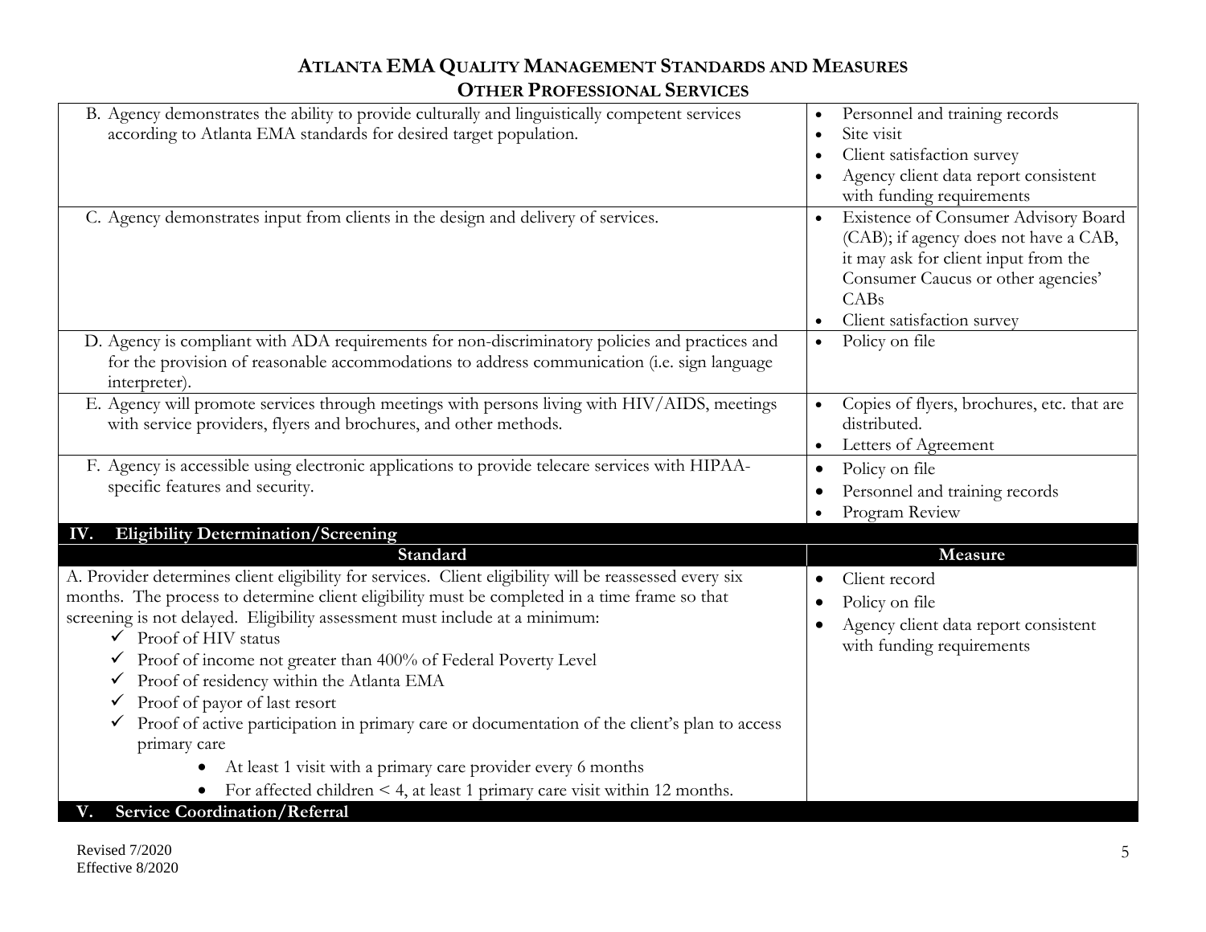| Standard | Measure |
|---|---|
| B. Agency demonstrates the ability to provide culturally and linguistically competent services according to Atlanta EMA standards for desired target population. | • Personnel and training records<br>• Site visit<br>• Client satisfaction survey<br>• Agency client data report consistent with funding requirements |
| C. Agency demonstrates input from clients in the design and delivery of services. | • Existence of Consumer Advisory Board (CAB); if agency does not have a CAB, it may ask for client input from the Consumer Caucus or other agencies' CABs<br>• Client satisfaction survey |
| D. Agency is compliant with ADA requirements for non-discriminatory policies and practices and for the provision of reasonable accommodations to address communication (i.e. sign language interpreter). | • Policy on file |
| E. Agency will promote services through meetings with persons living with HIV/AIDS, meetings with service providers, flyers and brochures, and other methods. | • Copies of flyers, brochures, etc. that are distributed.<br>• Letters of Agreement |
| F. Agency is accessible using electronic applications to provide telecare services with HIPAA-specific features and security. | • Policy on file<br>• Personnel and training records<br>• Program Review |

## IV. Eligibility Determination/Screening

| Standard | Measure |
|---|---|
| A. Provider determines client eligibility for services. Client eligibility will be reassessed every six months. The process to determine client eligibility must be completed in a time frame so that screening is not delayed. Eligibility assessment must include at a minimum:<br>✓ Proof of HIV status<br>✓ Proof of income not greater than 400% of Federal Poverty Level<br>✓ Proof of residency within the Atlanta EMA<br>✓ Proof of payor of last resort<br>✓ Proof of active participation in primary care or documentation of the client's plan to access primary care<br>• At least 1 visit with a primary care provider every 6 months<br>• For affected children < 4, at least 1 primary care visit within 12 months. | • Client record<br>• Policy on file<br>• Agency client data report consistent with funding requirements |

## V. Service Coordination/Referral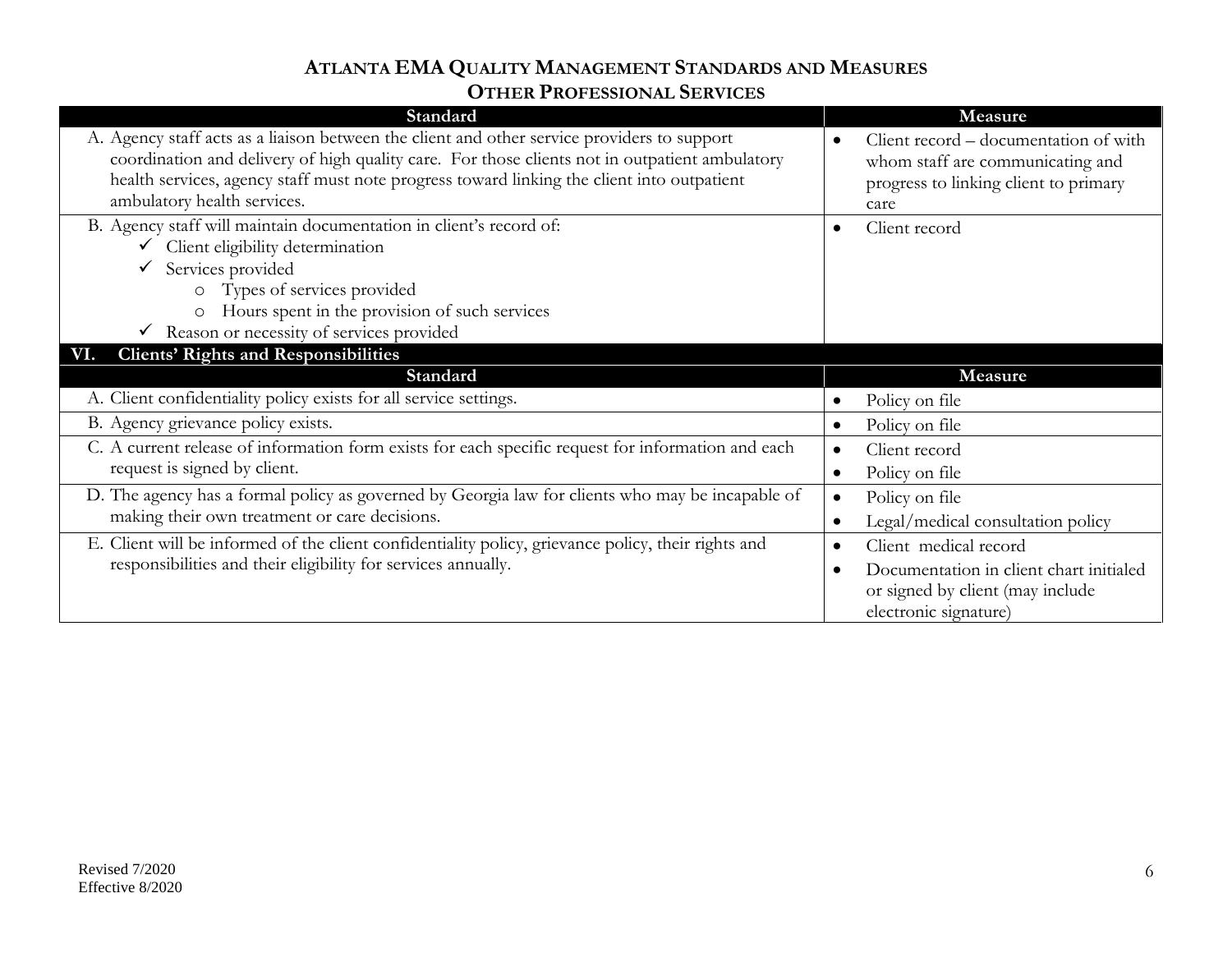# ATLANTA EMA QUALITY MANAGEMENT STANDARDS AND MEASURES

## OTHER PROFESSIONAL SERVICES

| Standard | Measure |
|---|---|
| A. Agency staff acts as a liaison between the client and other service providers to support coordination and delivery of high quality care. For those clients not in outpatient ambulatory health services, agency staff must note progress toward linking the client into outpatient ambulatory health services. | • Client record – documentation of with whom staff are communicating and progress to linking client to primary care |
| B. Agency staff will maintain documentation in client's record of:<br>✓ Client eligibility determination<br>✓ Services provided<br>o Types of services provided<br>o Hours spent in the provision of such services<br>✓ Reason or necessity of services provided | • Client record |

### VI. Clients' Rights and Responsibilities

| Standard | Measure |
|---|---|
| A. Client confidentiality policy exists for all service settings. | • Policy on file |
| B. Agency grievance policy exists. | • Policy on file |
| C. A current release of information form exists for each specific request for information and each request is signed by client. | • Client record<br>• Policy on file |
| D. The agency has a formal policy as governed by Georgia law for clients who may be incapable of making their own treatment or care decisions. | • Policy on file<br>• Legal/medical consultation policy |
| E. Client will be informed of the client confidentiality policy, grievance policy, their rights and responsibilities and their eligibility for services annually. | • Client medical record<br>• Documentation in client chart initialed or signed by client (may include electronic signature) |

Revised 7/2020
Effective 8/2020